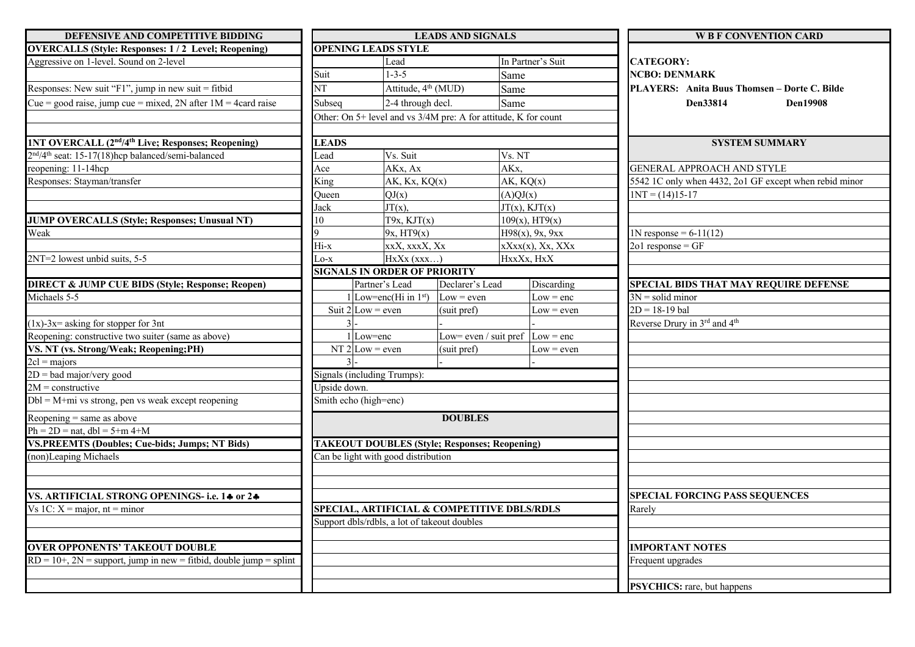## DEFENSIVE AND COMPETITIVE BIDDING

**OVERCALLS (Style: Responses: 1 / 2 Level; Reopening)**

Aggressive on 1-level. Sound on 2-level

Responses: New suit "F1", jump in new suit = fitbid

Cue = good raise, jump cue = mixed, 2N after 1M = 4card raise

**1NT OVERCALL (2nd/4th Live; Responses; Reopening)**

2nd/4th seat: 15-17(18)hcp balanced/semi-balanced

reopening: 11-14hcp

Responses: Stayman/transfer

**JUMP OVERCALLS (Style; Responses; Unusual NT)**

Weak

2NT=2 lowest unbid suits, 5-5

**DIRECT & JUMP CUE BIDS (Style; Response; Reopen)**

Michaels 5-5

(1x)-3x= asking for stopper for 3nt

Reopening: constructive two suiter (same as above)

**VS. NT (vs. Strong/Weak; Reopening;PH)**

2cl = majors

2D = bad major/very good

2M = constructive

Dbl = M+mi vs strong, pen vs weak except reopening

Reopening = same as above

Ph = 2D = nat, dbl = 5+m 4+M

**VS.PREEMTS (Doubles; Cue-bids; Jumps; NT Bids)**

(non)Leaping Michaels

**VS. ARTIFICIAL STRONG OPENINGS- i.e. 1♣ or 2♣**

Vs 1C: X = major, nt = minor

**OVER OPPONENTS' TAKEOUT DOUBLE**

RD = 10+, 2N = support, jump in new = fitbid, double jump = splint

## LEADS AND SIGNALS

**OPENING LEADS STYLE**

| | Lead | In Partner's Suit |
|---|---|---|
| Suit | 1-3-5 | Same |
| NT | Attitude, 4th (MUD) | Same |
| Subseq | 2-4 through decl. | Same |

Other: On 5+ level and vs 3/4M pre: A for attitude, K for count

**LEADS**

| Lead | Vs. Suit | Vs. NT |
|---|---|---|
| Ace | AKx, Ax | AKx, |
| King | AK, Kx, KQ(x) | AK, KQ(x) |
| Queen | QJ(x) | (A)QJ(x) |
| Jack | JT(x), | JT(x), KJT(x) |
| 10 | T9x, KJT(x) | 109(x), HT9(x) |
| 9 | 9x, HT9(x) | H98(x), 9x, 9xx |
| Hi-x | xxX, xxxX, Xx | xXxx(x), Xx, XXx |
| Lo-x | HxXx (xxx…) | HxxXx, HxX |

**SIGNALS IN ORDER OF PRIORITY**

| | | Partner's Lead | Declarer's Lead | Discarding |
|---|---|---|---|---|
| Suit | 1 | Low=enc(Hi in 1st) | Low = even | Low = enc |
| | 2 | Low = even | (suit pref) | Low = even |
| | 3 | - | - | - |
| NT | 1 | Low=enc | Low= even / suit pref | Low = enc |
| | 2 | Low = even | (suit pref) | Low = even |
| | 3 | - | - | - |

Signals (including Trumps):

Upside down.

Smith echo (high=enc)

## DOUBLES

**TAKEOUT DOUBLES (Style; Responses; Reopening)**

Can be light with good distribution

**SPECIAL, ARTIFICIAL & COMPETITIVE DBLS/RDLS**

Support dbls/rdbls, a lot of takeout doubles

## W B F CONVENTION CARD

**CATEGORY:**

**NCBO: DENMARK**

**PLAYERS: Anita Buus Thomsen – Dorte C. Bilde**

**Den33814 Den19908**

## SYSTEM SUMMARY

GENERAL APPROACH AND STYLE

5542 1C only when 4432, 2o1 GF except when rebid minor

1NT = (14)15-17

1N response = 6-11(12)

2o1 response = GF

**SPECIAL BIDS THAT MAY REQUIRE DEFENSE**

3N = solid minor

2D = 18-19 bal

Reverse Drury in 3rd and 4th

**SPECIAL FORCING PASS SEQUENCES**

Rarely

**IMPORTANT NOTES**

Frequent upgrades

**PSYCHICS:** rare, but happens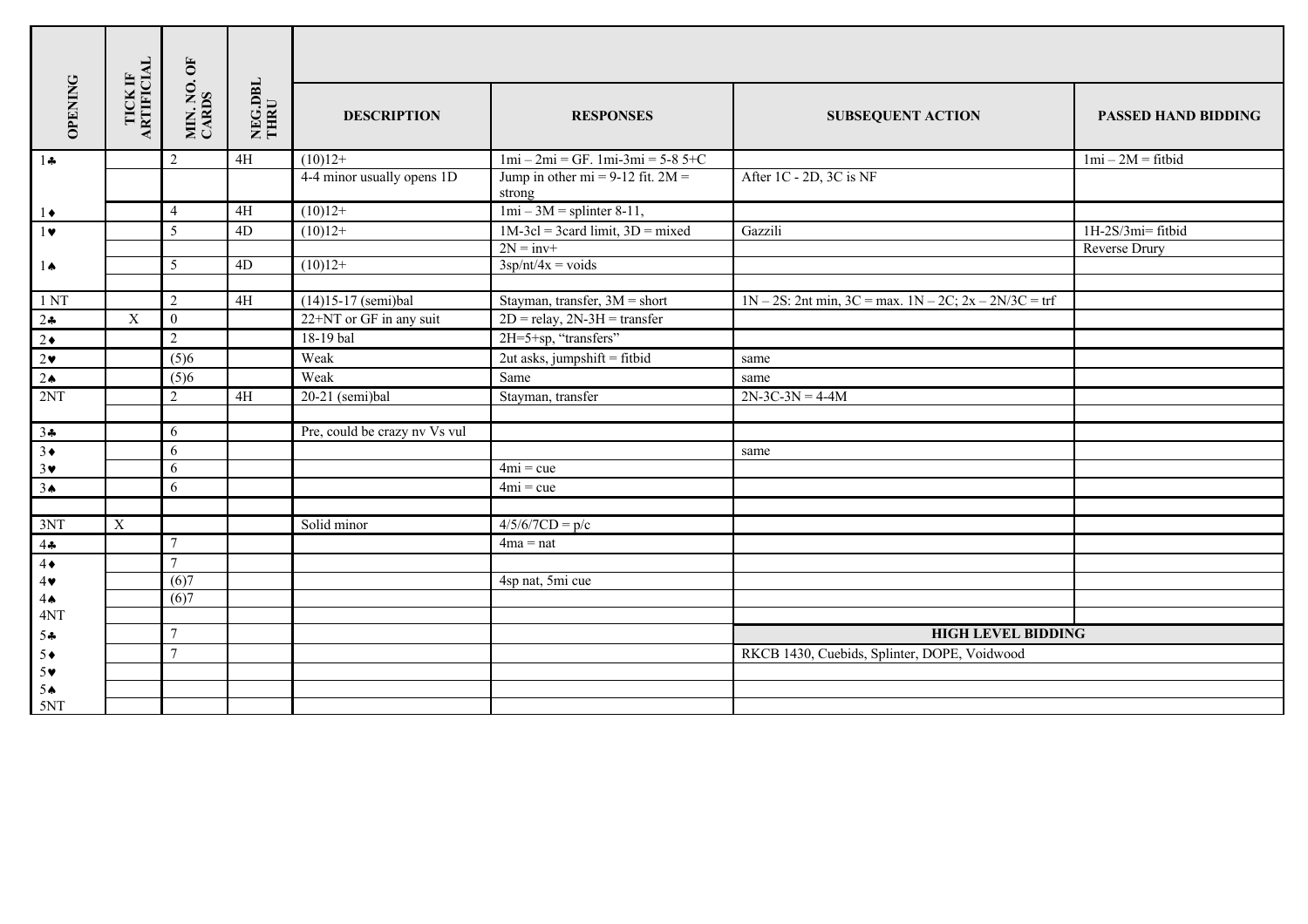| OPENING | TICK IF ARTIFICIAL | MIN. NO. OF CARDS | NEG.DBL THRU | DESCRIPTION | RESPONSES | SUBSEQUENT ACTION | PASSED HAND BIDDING |
|---|---|---|---|---|---|---|---|
| 1♣ | | 2 | 4H | (10)12+ | 1mi – 2mi = GF. 1mi-3mi = 5-8 5+C | | 1mi – 2M = fitbid |
| | | | | 4-4 minor usually opens 1D | Jump in other mi = 9-12 fit. 2M = strong | After 1C - 2D, 3C is NF | |
| 1♦ | | 4 | 4H | (10)12+ | 1mi – 3M = splinter 8-11, | | |
| 1♥ | | 5 | 4D | (10)12+ | 1M-3cl = 3card limit, 3D = mixed | Gazzili | 1H-2S/3mi= fitbid |
| | | | | | 2N = inv+ | | Reverse Drury |
| 1♠ | | 5 | 4D | (10)12+ | 3sp/nt/4x = voids | | |
| | | | | | | | |
| 1 NT | | 2 | 4H | (14)15-17 (semi)bal | Stayman, transfer, 3M = short | 1N – 2S: 2nt min, 3C = max. 1N – 2C; 2x – 2N/3C = trf | |
| 2♣ | X | 0 | | 22+NT or GF in any suit | 2D = relay, 2N-3H = transfer | | |
| 2♦ | | 2 | | 18-19 bal | 2H=5+sp, "transfers" | | |
| 2♥ | | (5)6 | | Weak | 2ut asks, jumpshift = fitbid | same | |
| 2♠ | | (5)6 | | Weak | Same | same | |
| 2NT | | 2 | 4H | 20-21 (semi)bal | Stayman, transfer | 2N-3C-3N = 4-4M | |
| | | | | | | | |
| 3♣ | | 6 | | Pre, could be crazy nv Vs vul | | | |
| 3♦ | | 6 | | | | same | |
| 3♥ | | 6 | | | 4mi = cue | | |
| 3♠ | | 6 | | | 4mi = cue | | |
| | | | | | | | |
| 3NT | X | | | Solid minor | 4/5/6/7CD = p/c | | |
| 4♣ | | 7 | | | 4ma = nat | | |
| 4♦ | | 7 | | | | | |
| 4♥ | | (6)7 | | | 4sp nat, 5mi cue | | |
| 4♠ | | (6)7 | | | | | |
| 4NT | | | | | | | |
| 5♣ | | 7 | | | | **HIGH LEVEL BIDDING** | |
| 5♦ | | 7 | | | | RKCB 1430, Cuebids, Splinter, DOPE, Voidwood | |
| 5♥ | | | | | | | |
| 5♠ | | | | | | | |
| 5NT | | | | | | | |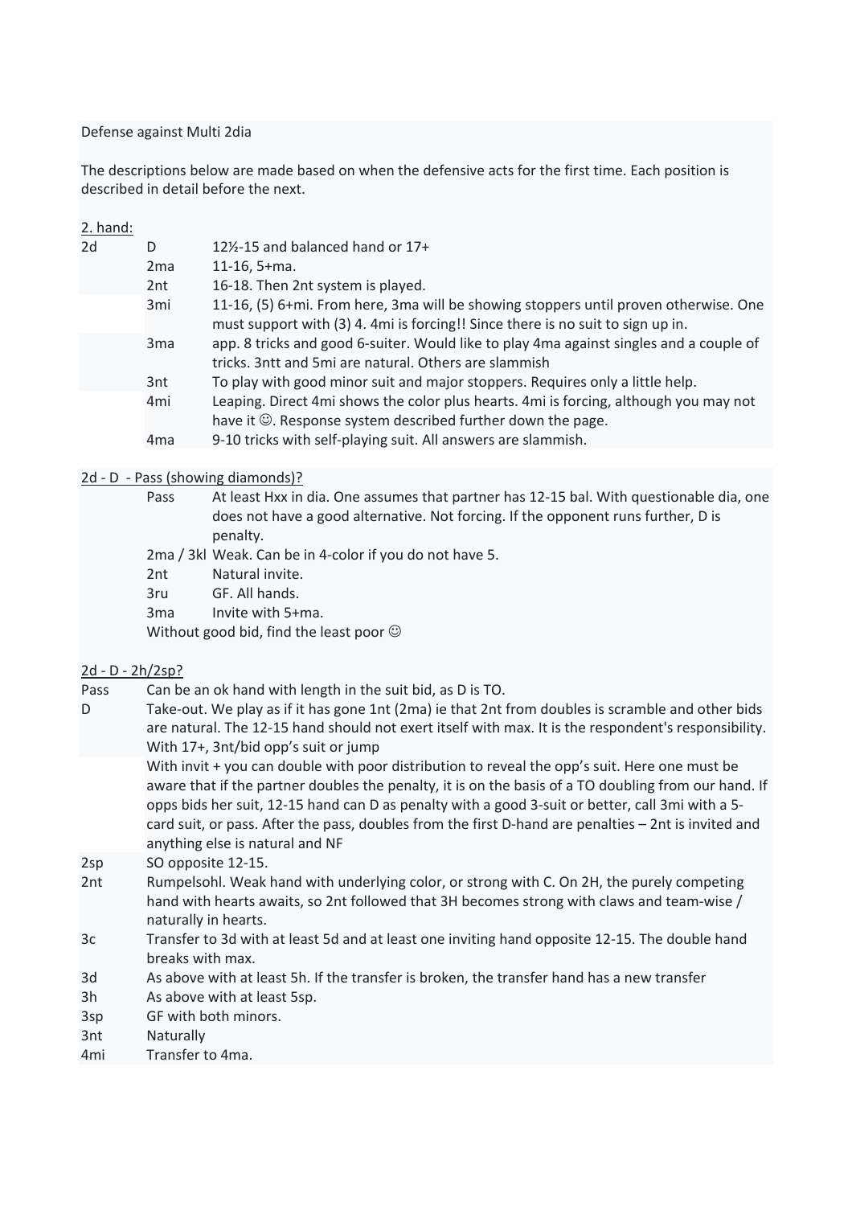Defense against Multi 2dia

The descriptions below are made based on when the defensive acts for the first time. Each position is described in detail before the next.

2. hand:

| | | |
|---|---|---|
| 2d | D | 12½-15 and balanced hand or 17+ |
| | 2ma | 11-16, 5+ma. |
| | 2nt | 16-18. Then 2nt system is played. |
| | 3mi | 11-16, (5) 6+mi. From here, 3ma will be showing stoppers until proven otherwise. One must support with (3) 4. 4mi is forcing!! Since there is no suit to sign up in. |
| | 3ma | app. 8 tricks and good 6-suiter. Would like to play 4ma against singles and a couple of tricks. 3ntt and 5mi are natural. Others are slammish |
| | 3nt | To play with good minor suit and major stoppers. Requires only a little help. |
| | 4mi | Leaping. Direct 4mi shows the color plus hearts. 4mi is forcing, although you may not have it ☺. Response system described further down the page. |
| | 4ma | 9-10 tricks with self-playing suit. All answers are slammish. |

2d - D - Pass (showing diamonds)?

| | |
|---|---|
| Pass | At least Hxx in dia. One assumes that partner has 12-15 bal. With questionable dia, one does not have a good alternative. Not forcing. If the opponent runs further, D is penalty. |
| 2ma / 3kl | Weak. Can be in 4-color if you do not have 5. |
| 2nt | Natural invite. |
| 3ru | GF. All hands. |
| 3ma | Invite with 5+ma. |

Without good bid, find the least poor ☺

2d - D - 2h/2sp?

| | |
|---|---|
| Pass | Can be an ok hand with length in the suit bid, as D is TO. |
| D | Take-out. We play as if it has gone 1nt (2ma) ie that 2nt from doubles is scramble and other bids are natural. The 12-15 hand should not exert itself with max. It is the respondent's responsibility. With 17+, 3nt/bid opp's suit or jump<br>With invit + you can double with poor distribution to reveal the opp's suit. Here one must be aware that if the partner doubles the penalty, it is on the basis of a TO doubling from our hand. If opps bids her suit, 12-15 hand can D as penalty with a good 3-suit or better, call 3mi with a 5-card suit, or pass. After the pass, doubles from the first D-hand are penalties – 2nt is invited and anything else is natural and NF |
| 2sp | SO opposite 12-15. |
| 2nt | Rumpelsohl. Weak hand with underlying color, or strong with C. On 2H, the purely competing hand with hearts awaits, so 2nt followed that 3H becomes strong with claws and team-wise / naturally in hearts. |
| 3c | Transfer to 3d with at least 5d and at least one inviting hand opposite 12-15. The double hand breaks with max. |
| 3d | As above with at least 5h. If the transfer is broken, the transfer hand has a new transfer |
| 3h | As above with at least 5sp. |
| 3sp | GF with both minors. |
| 3nt | Naturally |
| 4mi | Transfer to 4ma. |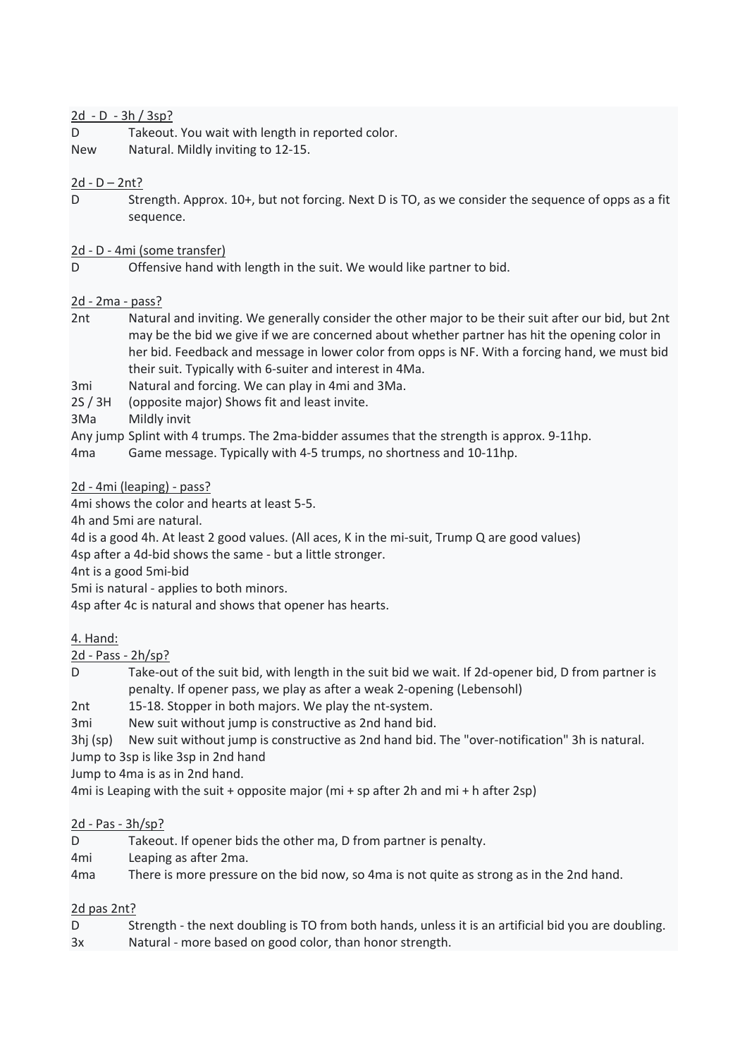<u>2d - D - 3h / 3sp?</u>

| | |
|---|---|
| D | Takeout. You wait with length in reported color. |
| New | Natural. Mildly inviting to 12-15. |

<u>2d - D – 2nt?</u>

| | |
|---|---|
| D | Strength. Approx. 10+, but not forcing. Next D is TO, as we consider the sequence of opps as a fit sequence. |

<u>2d - D - 4mi (some transfer)</u>

| | |
|---|---|
| D | Offensive hand with length in the suit. We would like partner to bid. |

<u>2d - 2ma - pass?</u>

| | |
|---|---|
| 2nt | Natural and inviting. We generally consider the other major to be their suit after our bid, but 2nt may be the bid we give if we are concerned about whether partner has hit the opening color in her bid. Feedback and message in lower color from opps is NF. With a forcing hand, we must bid their suit. Typically with 6-suiter and interest in 4Ma. |
| 3mi | Natural and forcing. We can play in 4mi and 3Ma. |
| 2S / 3H | (opposite major) Shows fit and least invite. |
| 3Ma | Mildly invit |
| Any jump | Splint with 4 trumps. The 2ma-bidder assumes that the strength is approx. 9-11hp. |
| 4ma | Game message. Typically with 4-5 trumps, no shortness and 10-11hp. |

<u>2d - 4mi (leaping) - pass?</u>

4mi shows the color and hearts at least 5-5.
4h and 5mi are natural.
4d is a good 4h. At least 2 good values. (All aces, K in the mi-suit, Trump Q are good values)
4sp after a 4d-bid shows the same - but a little stronger.
4nt is a good 5mi-bid
5mi is natural - applies to both minors.
4sp after 4c is natural and shows that opener has hearts.

<u>4. Hand:</u>

<u>2d - Pass - 2h/sp?</u>

| | |
|---|---|
| D | Take-out of the suit bid, with length in the suit bid we wait. If 2d-opener bid, D from partner is penalty. If opener pass, we play as after a weak 2-opening (Lebensohl) |
| 2nt | 15-18. Stopper in both majors. We play the nt-system. |
| 3mi | New suit without jump is constructive as 2nd hand bid. |
| 3hj (sp) | New suit without jump is constructive as 2nd hand bid. The "over-notification" 3h is natural. |

Jump to 3sp is like 3sp in 2nd hand
Jump to 4ma is as in 2nd hand.
4mi is Leaping with the suit + opposite major (mi + sp after 2h and mi + h after 2sp)

<u>2d - Pas - 3h/sp?</u>

| | |
|---|---|
| D | Takeout. If opener bids the other ma, D from partner is penalty. |
| 4mi | Leaping as after 2ma. |
| 4ma | There is more pressure on the bid now, so 4ma is not quite as strong as in the 2nd hand. |

<u>2d pas 2nt?</u>

| | |
|---|---|
| D | Strength - the next doubling is TO from both hands, unless it is an artificial bid you are doubling. |
| 3x | Natural - more based on good color, than honor strength. |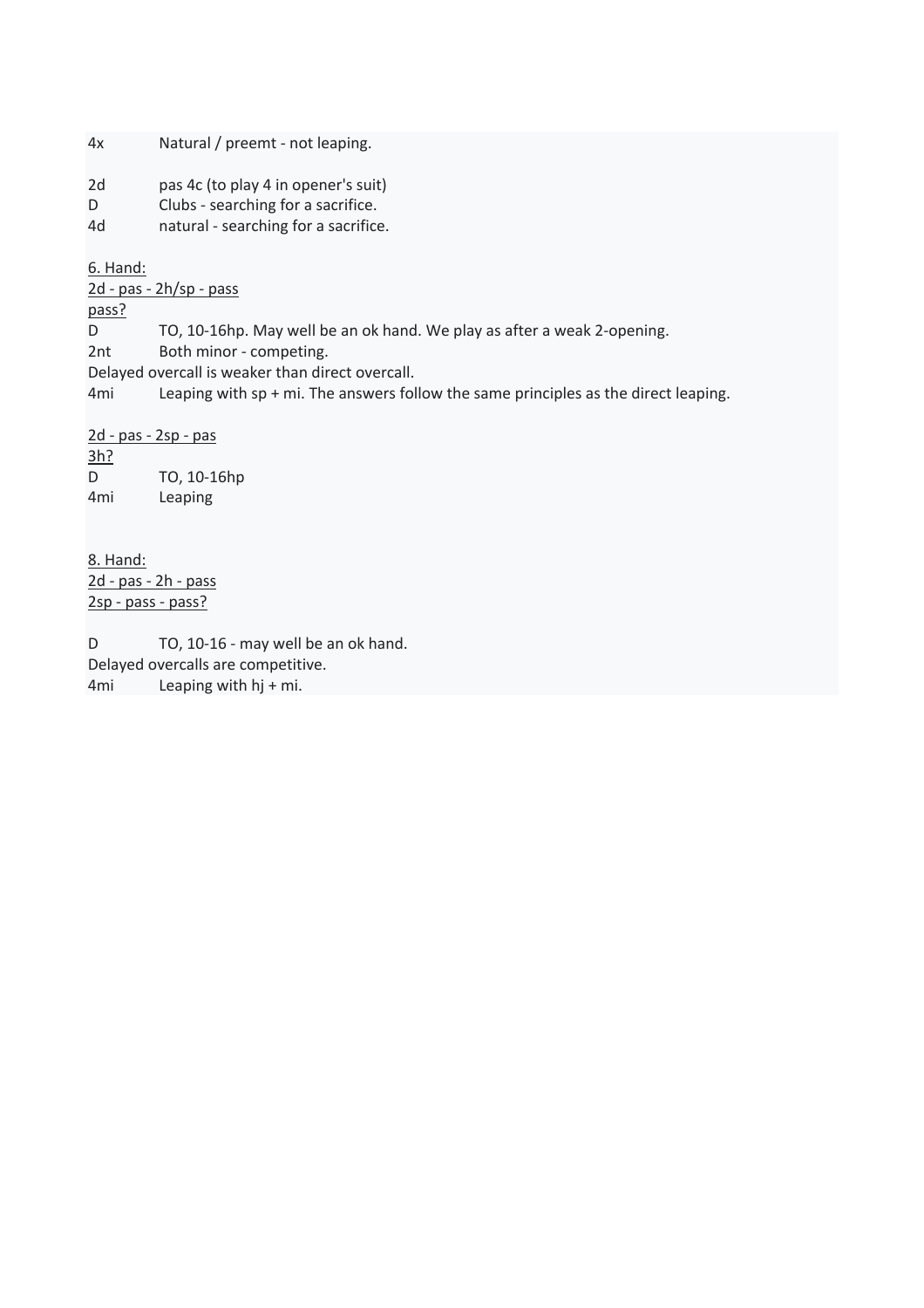4x Natural / preemt - not leaping.

2d pas 4c (to play 4 in opener's suit)
D Clubs - searching for a sacrifice.
4d natural - searching for a sacrifice.

<u>6. Hand:</u>
<u>2d - pas - 2h/sp - pass</u>
<u>pass?</u>
D TO, 10-16hp. May well be an ok hand. We play as after a weak 2-opening.
2nt Both minor - competing.
Delayed overcall is weaker than direct overcall.
4mi Leaping with sp + mi. The answers follow the same principles as the direct leaping.

<u>2d - pas - 2sp - pas</u>
<u>3h?</u>
D TO, 10-16hp
4mi Leaping

<u>8. Hand:</u>
<u>2d - pas - 2h - pass</u>
<u>2sp - pass - pass?</u>

D TO, 10-16 - may well be an ok hand.
Delayed overcalls are competitive.
4mi Leaping with hj + mi.